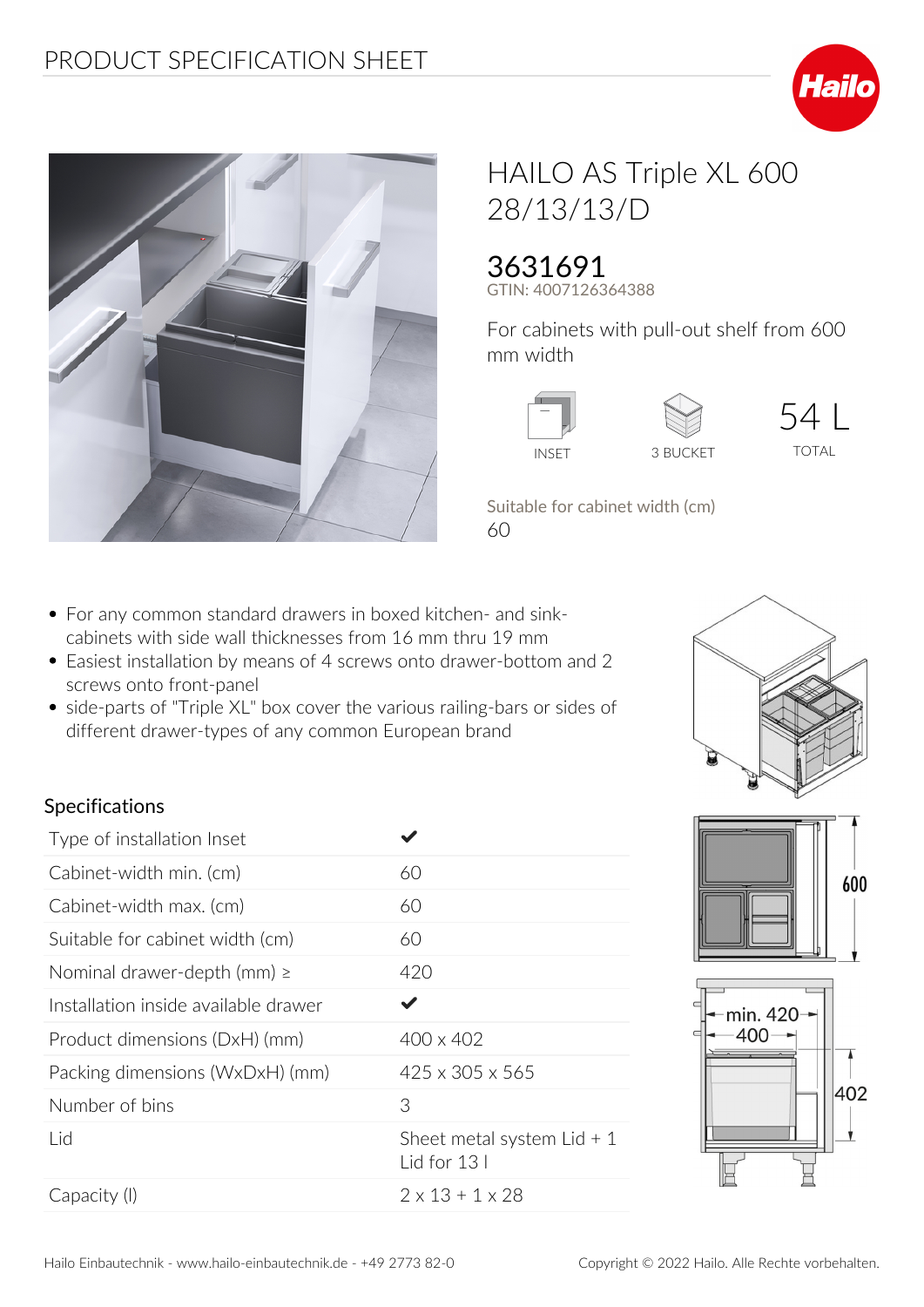# PRODUCT SPECIFICATION SHEET

## HAILO AS Triple XL 600 28/13/13/D

**3631691**
GTIN: 4007126364388

For cabinets with pull-out shelf from 600 mm width

INSET | 3 BUCKET | 54 L TOTAL

Suitable for cabinet width (cm)
60

- For any common standard drawers in boxed kitchen- and sink-cabinets with side wall thicknesses from 16 mm thru 19 mm
- Easiest installation by means of 4 screws onto drawer-bottom and 2 screws onto front-panel
- side-parts of "Triple XL" box cover the various railing-bars or sides of different drawer-types of any common European brand

### Specifications

| | |
|---|---|
| Type of installation Inset | ✔ |
| Cabinet-width min. (cm) | 60 |
| Cabinet-width max. (cm) | 60 |
| Suitable for cabinet width (cm) | 60 |
| Nominal drawer-depth (mm) ≥ | 420 |
| Installation inside available drawer | ✔ |
| Product dimensions (DxH) (mm) | 400 x 402 |
| Packing dimensions (WxDxH) (mm) | 425 x 305 x 565 |
| Number of bins | 3 |
| Lid | Sheet metal system Lid + 1 Lid for 13 l |
| Capacity (l) | 2 x 13 + 1 x 28 |

600

min. 420
400
402

Hailo Einbautechnik - www.hailo-einbautechnik.de - +49 2773 82-0

Copyright © 2022 Hailo. Alle Rechte vorbehalten.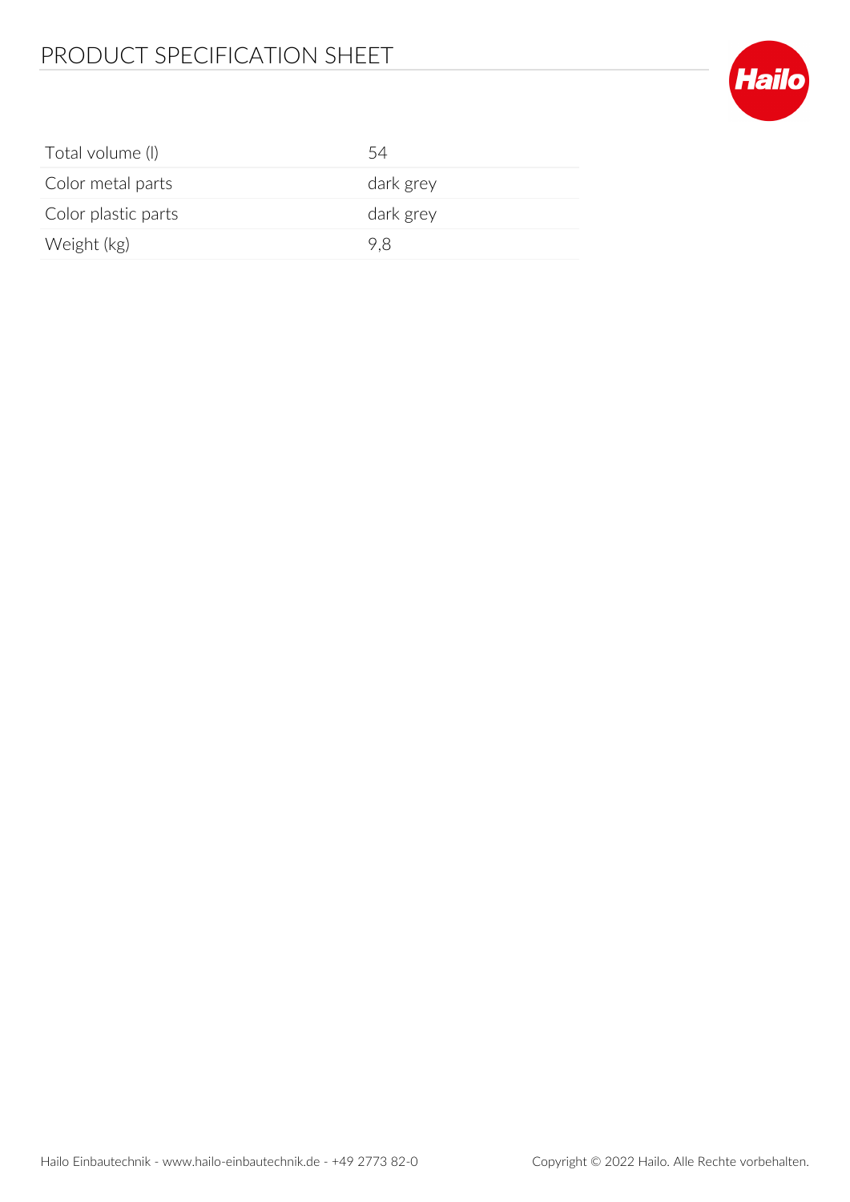# PRODUCT SPECIFICATION SHEET

| | |
|---|---|
| Total volume (l) | 54 |
| Color metal parts | dark grey |
| Color plastic parts | dark grey |
| Weight (kg) | 9,8 |